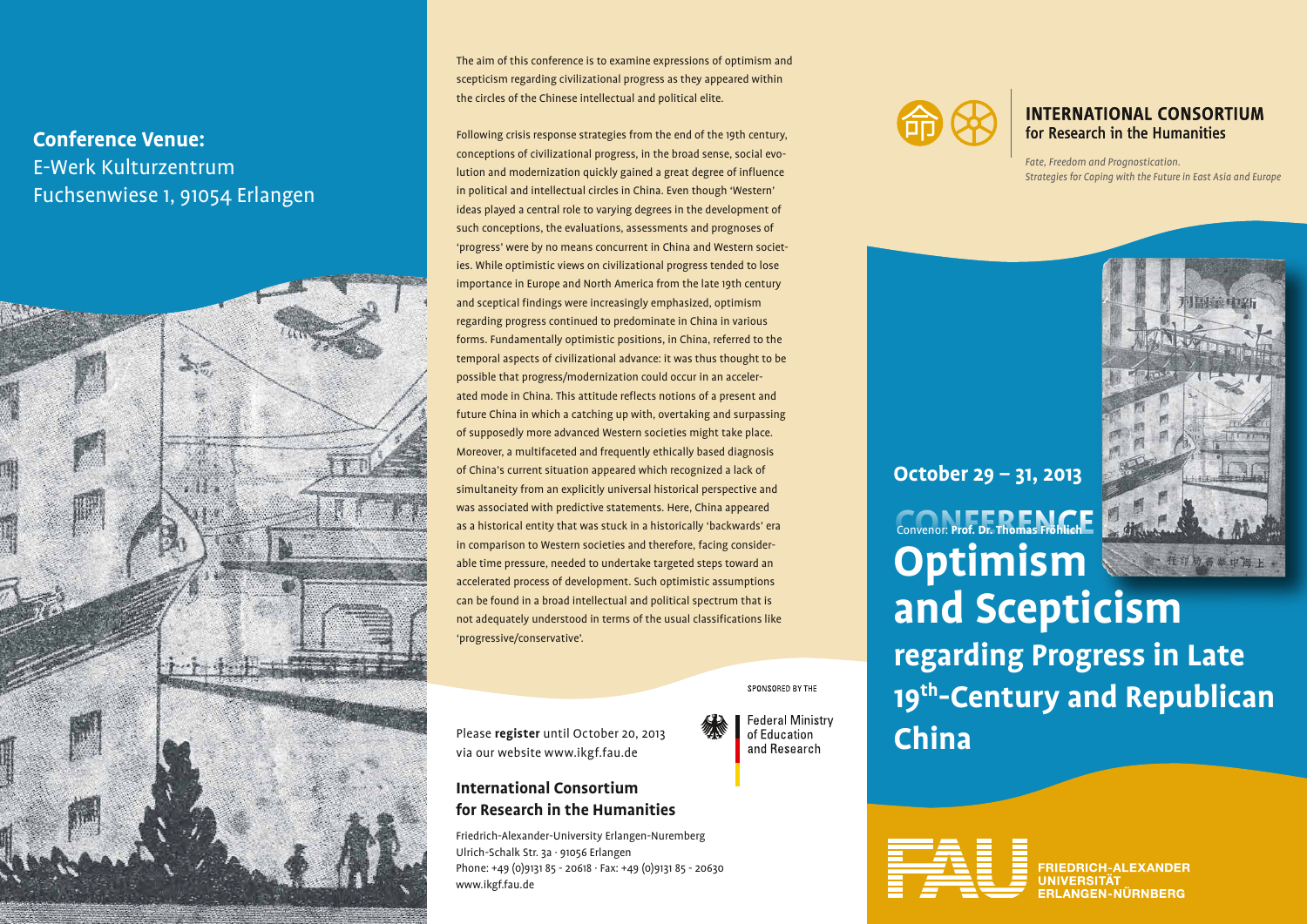**Conference Venue:**
E-Werk Kulturzentrum
Fuchsenwiese 1, 91054 Erlangen

The aim of this conference is to examine expressions of optimism and scepticism regarding civilizational progress as they appeared within the circles of the Chinese intellectual and political elite.

Following crisis response strategies from the end of the 19th century, conceptions of civilizational progress, in the broad sense, social evolution and modernization quickly gained a great degree of influence in political and intellectual circles in China. Even though 'Western' ideas played a central role to varying degrees in the development of such conceptions, the evaluations, assessments and prognoses of 'progress' were by no means concurrent in China and Western societies. While optimistic views on civilizational progress tended to lose importance in Europe and North America from the late 19th century and sceptical findings were increasingly emphasized, optimism regarding progress continued to predominate in China in various forms. Fundamentally optimistic positions, in China, referred to the temporal aspects of civilizational advance: it was thus thought to be possible that progress/modernization could occur in an accelerated mode in China. This attitude reflects notions of a present and future China in which a catching up with, overtaking and surpassing of supposedly more advanced Western societies might take place. Moreover, a multifaceted and frequently ethically based diagnosis of China's current situation appeared which recognized a lack of simultaneity from an explicitly universal historical perspective and was associated with predictive statements. Here, China appeared as a historical entity that was stuck in a historically 'backwards' era in comparison to Western societies and therefore, facing considerable time pressure, needed to undertake targeted steps toward an accelerated process of development. Such optimistic assumptions can be found in a broad intellectual and political spectrum that is not adequately understood in terms of the usual classifications like 'progressive/conservative'.

Please **register** until October 20, 2013 via our website www.ikgf.fau.de

SPONSORED BY THE
Federal Ministry of Education and Research

**International Consortium for Research in the Humanities**

Friedrich-Alexander-University Erlangen-Nuremberg
Ulrich-Schalk Str. 3a · 91056 Erlangen
Phone: +49 (0)9131 85 - 20618 · Fax: +49 (0)9131 85 - 20630
www.ikgf.fau.de

**INTERNATIONAL CONSORTIUM for Research in the Humanities**

*Fate, Freedom and Prognostication. Strategies for Coping with the Future in East Asia and Europe*

**October 29 – 31, 2013**

CONFERENCE

Convenor: **Prof. Dr. Thomas Fröhlich**

# Optimism and Scepticism

## regarding Progress in Late 19th-Century and Republican China

FRIEDRICH-ALEXANDER
UNIVERSITÄT
ERLANGEN-NÜRNBERG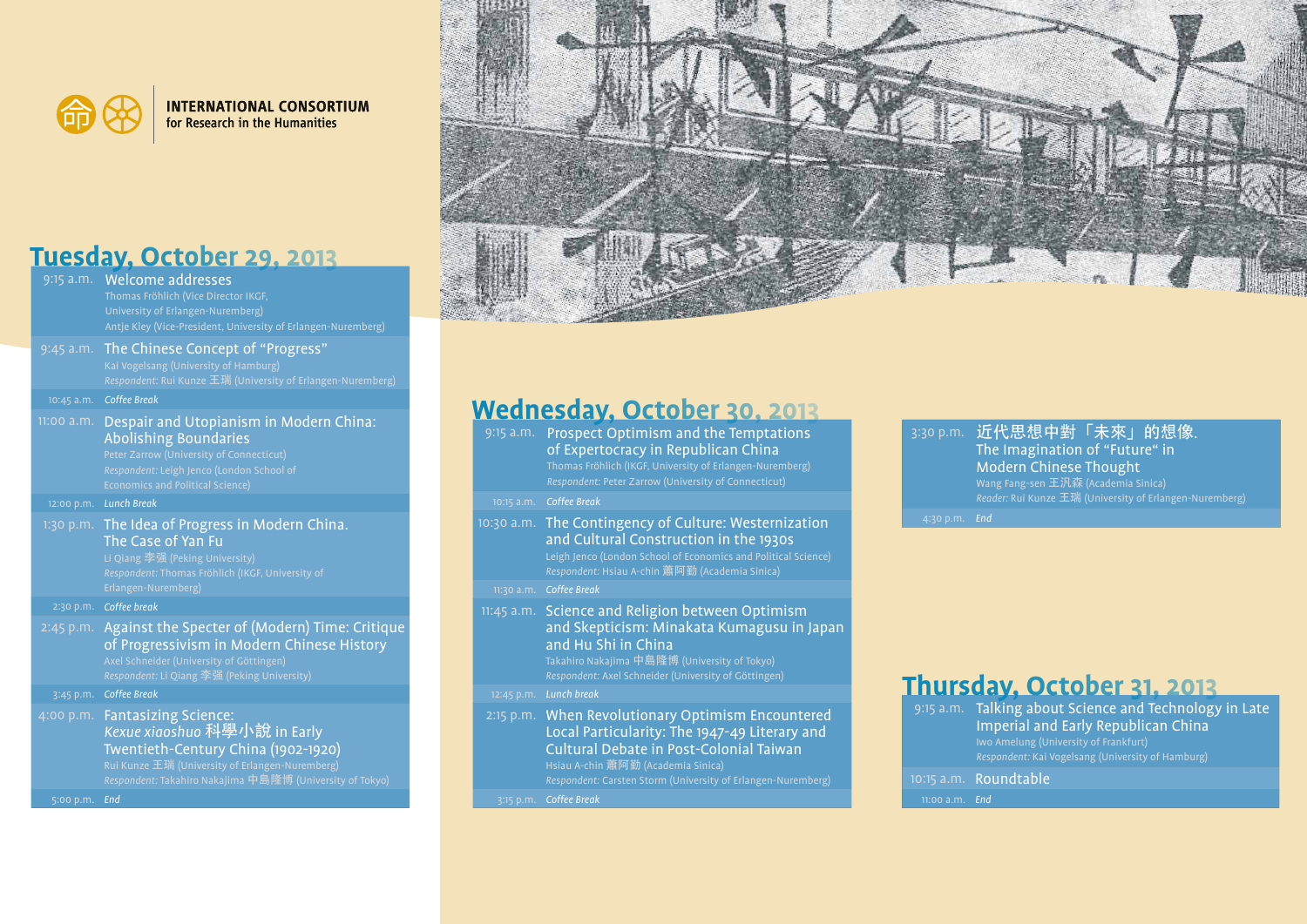**INTERNATIONAL CONSORTIUM**
for Research in the Humanities

## Tuesday, October 29, 2013

9:15 a.m. **Welcome addresses**
Thomas Fröhlich (Vice Director IKGF, University of Erlangen-Nuremberg)
Antje Kley (Vice-President, University of Erlangen-Nuremberg)

9:45 a.m. **The Chinese Concept of "Progress"**
Kai Vogelsang (University of Hamburg)
*Respondent:* Rui Kunze 王瑞 (University of Erlangen-Nuremberg)

10:45 a.m. *Coffee Break*

11:00 a.m. **Despair and Utopianism in Modern China: Abolishing Boundaries**
Peter Zarrow (University of Connecticut)
*Respondent:* Leigh Jenco (London School of Economics and Political Science)

12:00 p.m. *Lunch Break*

1:30 p.m. **The Idea of Progress in Modern China. The Case of Yan Fu**
Li Qiang 李强 (Peking University)
*Respondent:* Thomas Fröhlich (IKGF, University of Erlangen-Nuremberg)

2:30 p.m. *Coffee Break*

2:45 p.m. **Against the Specter of (Modern) Time: Critique of Progressivism in Modern Chinese History**
Axel Schneider (University of Göttingen)
*Respondent:* Li Qiang 李强 (Peking University)

3:45 p.m. *Coffee Break*

4:00 p.m. **Fantasizing Science: *Kexue xiaoshuo* 科學小說 in Early Twentieth-Century China (1902-1920)**
Rui Kunze 王瑞 (University of Erlangen-Nuremberg)
*Respondent:* Takahiro Nakajima 中島隆博 (University of Tokyo)

5:00 p.m. *End*

## Wednesday, October 30, 2013

9:15 a.m. **Prospect Optimism and the Temptations of Expertocracy in Republican China**
Thomas Fröhlich (IKGF, University of Erlangen-Nuremberg)
*Respondent:* Peter Zarrow (University of Connecticut)

10:15 a.m. *Coffee Break*

10:30 a.m. **The Contingency of Culture: Westernization and Cultural Construction in the 1930s**
Leigh Jenco (London School of Economics and Political Science)
*Respondent:* Hsiau A-chin 蕭阿勤 (Academia Sinica)

11:30 a.m. *Coffee Break*

11:45 a.m. **Science and Religion between Optimism and Skepticism: Minakata Kumagusu in Japan and Hu Shi in China**
Takahiro Nakajima 中島隆博 (University of Tokyo)
*Respondent:* Axel Schneider (University of Göttingen)

12:45 p.m. *Lunch break*

2:15 p.m. **When Revolutionary Optimism Encountered Local Particularity: The 1947-49 Literary and Cultural Debate in Post-Colonial Taiwan**
Hsiau A-chin 蕭阿勤 (Academia Sinica)
*Respondent:* Carsten Storm (University of Erlangen-Nuremberg)

3:15 p.m. *Coffee Break*

3:30 p.m. **近代思想中對「未來」的想像. The Imagination of "Future" in Modern Chinese Thought**
Wang Fang-sen 王汎森 (Academia Sinica)
*Reader:* Rui Kunze 王瑞 (University of Erlangen-Nuremberg)

4:30 p.m. *End*

## Thursday, October 31, 2013

9:15 a.m. **Talking about Science and Technology in Late Imperial and Early Republican China**
Iwo Amelung (University of Frankfurt)
*Respondent:* Kai Vogelsang (University of Hamburg)

10:15 a.m. **Roundtable**

11:00 a.m. *End*